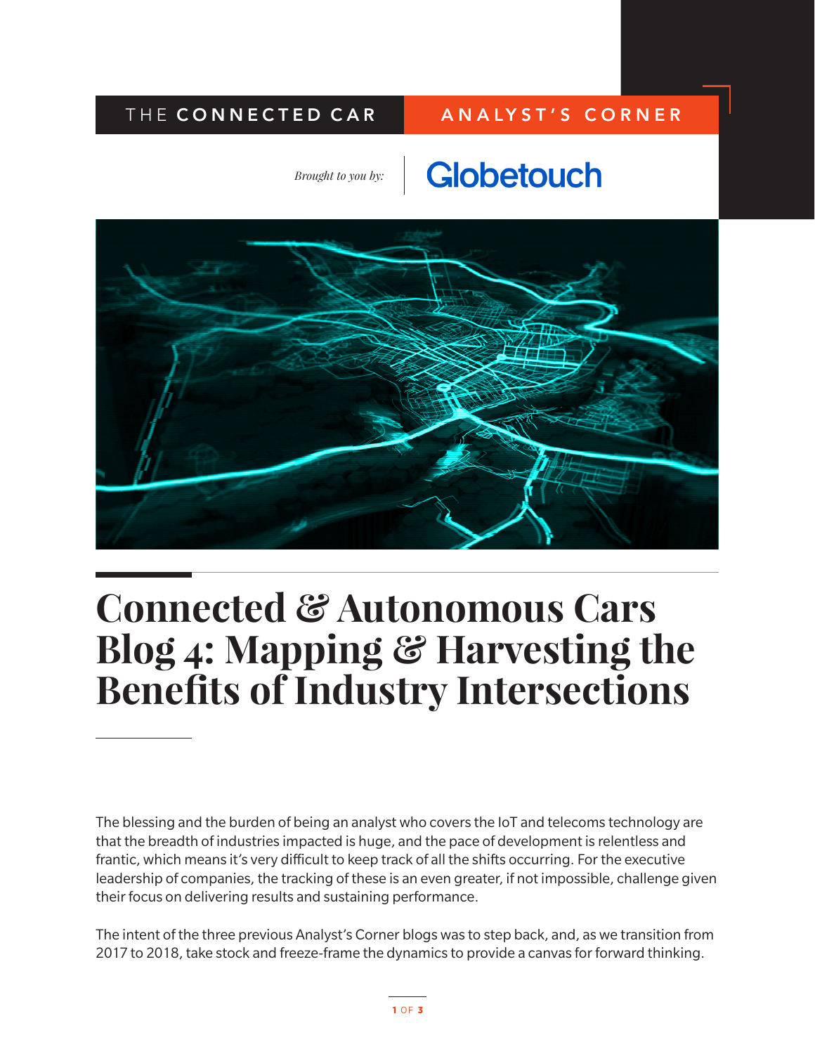THE **CONNECTED CAR** | **ANALYST'S CORNER**

*Brought to you by:* Globetouch

# Connected & Autonomous Cars Blog 4: Mapping & Harvesting the Benefits of Industry Intersections

The blessing and the burden of being an analyst who covers the IoT and telecoms technology are that the breadth of industries impacted is huge, and the pace of development is relentless and frantic, which means it's very difficult to keep track of all the shifts occurring. For the executive leadership of companies, the tracking of these is an even greater, if not impossible, challenge given their focus on delivering results and sustaining performance.

The intent of the three previous Analyst's Corner blogs was to step back, and, as we transition from 2017 to 2018, take stock and freeze-frame the dynamics to provide a canvas for forward thinking.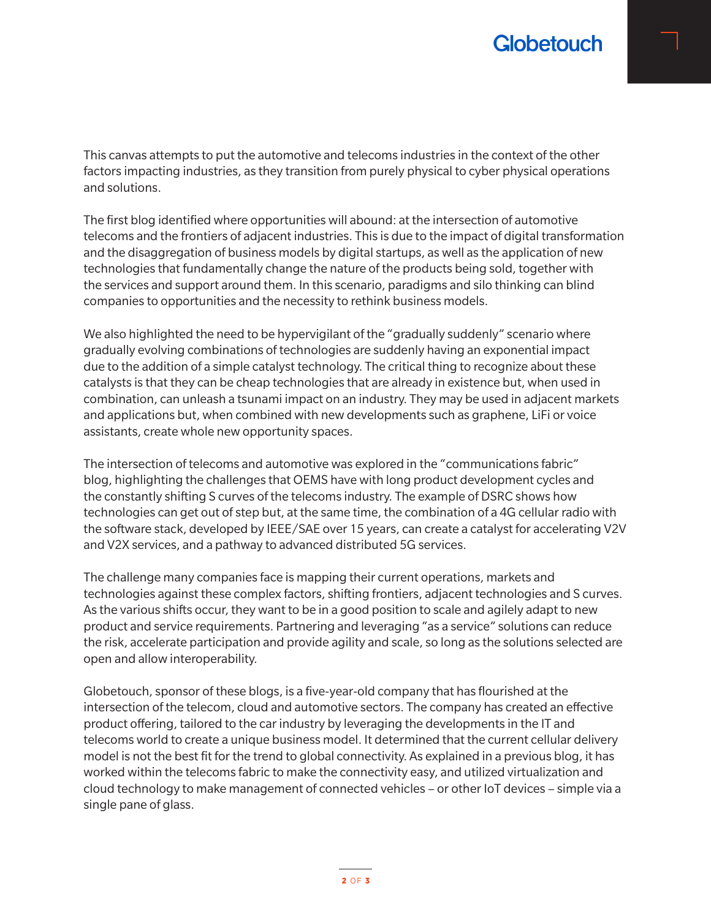This canvas attempts to put the automotive and telecoms industries in the context of the other factors impacting industries, as they transition from purely physical to cyber physical operations and solutions.

The first blog identified where opportunities will abound: at the intersection of automotive telecoms and the frontiers of adjacent industries. This is due to the impact of digital transformation and the disaggregation of business models by digital startups, as well as the application of new technologies that fundamentally change the nature of the products being sold, together with the services and support around them. In this scenario, paradigms and silo thinking can blind companies to opportunities and the necessity to rethink business models.

We also highlighted the need to be hypervigilant of the "gradually suddenly" scenario where gradually evolving combinations of technologies are suddenly having an exponential impact due to the addition of a simple catalyst technology. The critical thing to recognize about these catalysts is that they can be cheap technologies that are already in existence but, when used in combination, can unleash a tsunami impact on an industry. They may be used in adjacent markets and applications but, when combined with new developments such as graphene, LiFi or voice assistants, create whole new opportunity spaces.

The intersection of telecoms and automotive was explored in the "communications fabric" blog, highlighting the challenges that OEMS have with long product development cycles and the constantly shifting S curves of the telecoms industry. The example of DSRC shows how technologies can get out of step but, at the same time, the combination of a 4G cellular radio with the software stack, developed by IEEE/SAE over 15 years, can create a catalyst for accelerating V2V and V2X services, and a pathway to advanced distributed 5G services.

The challenge many companies face is mapping their current operations, markets and technologies against these complex factors, shifting frontiers, adjacent technologies and S curves. As the various shifts occur, they want to be in a good position to scale and agilely adapt to new product and service requirements. Partnering and leveraging "as a service" solutions can reduce the risk, accelerate participation and provide agility and scale, so long as the solutions selected are open and allow interoperability.

Globetouch, sponsor of these blogs, is a five-year-old company that has flourished at the intersection of the telecom, cloud and automotive sectors. The company has created an effective product offering, tailored to the car industry by leveraging the developments in the IT and telecoms world to create a unique business model. It determined that the current cellular delivery model is not the best fit for the trend to global connectivity. As explained in a previous blog, it has worked within the telecoms fabric to make the connectivity easy, and utilized virtualization and cloud technology to make management of connected vehicles – or other IoT devices – simple via a single pane of glass.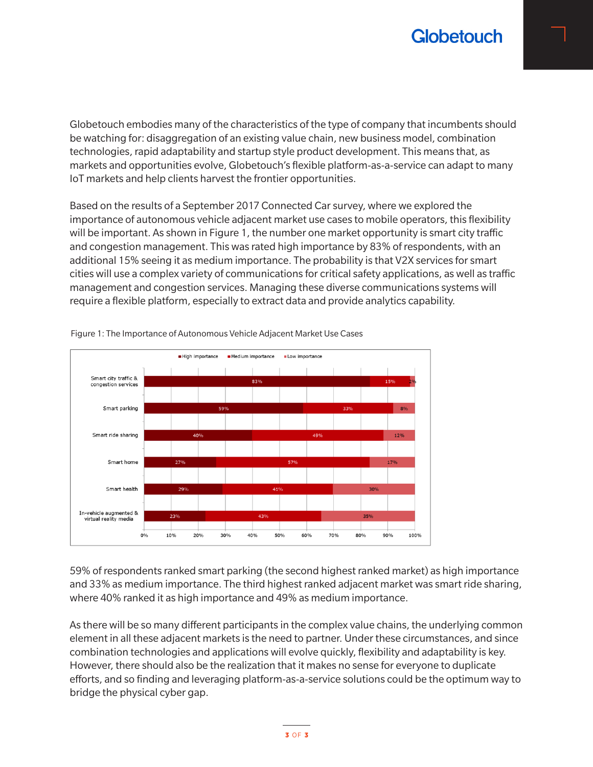Globetouch embodies many of the characteristics of the type of company that incumbents should be watching for: disaggregation of an existing value chain, new business model, combination technologies, rapid adaptability and startup style product development. This means that, as markets and opportunities evolve, Globetouch's flexible platform-as-a-service can adapt to many IoT markets and help clients harvest the frontier opportunities.

Based on the results of a September 2017 Connected Car survey, where we explored the importance of autonomous vehicle adjacent market use cases to mobile operators, this flexibility will be important. As shown in Figure 1, the number one market opportunity is smart city traffic and congestion management. This was rated high importance by 83% of respondents, with an additional 15% seeing it as medium importance. The probability is that V2X services for smart cities will use a complex variety of communications for critical safety applications, as well as traffic management and congestion services. Managing these diverse communications systems will require a flexible platform, especially to extract data and provide analytics capability.

Figure 1: The Importance of Autonomous Vehicle Adjacent Market Use Cases

High importance
Medium importance
Low importance

Smart city traffic & congestion services: 83% 15% 2%
Smart parking: 59% 33% 8%
Smart ride sharing: 40% 49% 12%
Smart home: 27% 57% 17%
Smart health: 29% 41% 30%
In-vehicle augmented & virtual reality media: 23% 43% 35%

0% 10% 20% 30% 40% 50% 60% 70% 80% 90% 100%

59% of respondents ranked smart parking (the second highest ranked market) as high importance and 33% as medium importance. The third highest ranked adjacent market was smart ride sharing, where 40% ranked it as high importance and 49% as medium importance.

As there will be so many different participants in the complex value chains, the underlying common element in all these adjacent markets is the need to partner. Under these circumstances, and since combination technologies and applications will evolve quickly, flexibility and adaptability is key. However, there should also be the realization that it makes no sense for everyone to duplicate efforts, and so finding and leveraging platform-as-a-service solutions could be the optimum way to bridge the physical cyber gap.